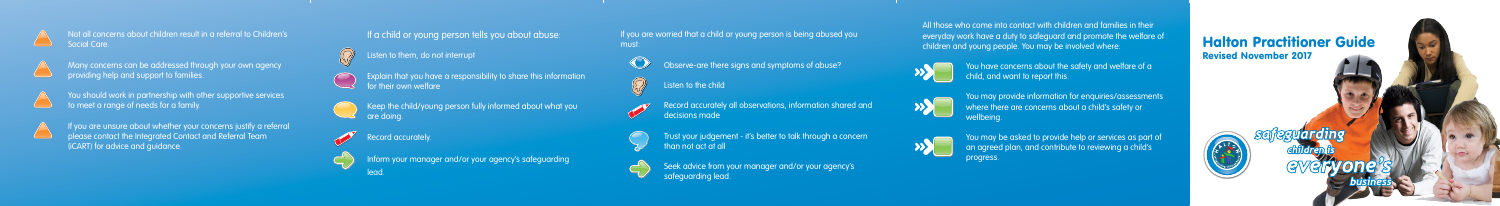Not all concerns about children result in a referral to Children's Social Care.

Many concerns can be addressed through your own agency providing help and support to families.

You should work in partnership with other supportive services to meet a range of needs for a family.

If you are unsure about whether your concerns justify a referral please contact the Integrated Contact and Referral Team (iCART) for advice and guidance.

If a child or young person tells you about abuse:

- Listen to them, do not interrupt
- Explain that you have a responsibility to share this information for their own welfare
- Keep the child/young person fully informed about what you are doing
- Record accurately
- Inform your manager and/or your agency's safeguarding lead.

If you are worried that a child or young person is being abused you must:

- Observe-are there signs and symptoms of abuse?
- Listen to the child
- Record accurately all observations, information shared and decisions made
- Trust your judgement - it's better to talk through a concern than not act at all
- Seek advice from your manager and/or your agency's safeguarding lead.

All those who come into contact with children and families in their everyday work have a duty to safeguard and promote the welfare of children and young people. You may be involved where:

- You have concerns about the safety and welfare of a child, and want to report this.
- You may provide information for enquiries/assessments where there are concerns about a child's safety or wellbeing.
- You may be asked to provide help or services as part of an agreed plan, and contribute to reviewing a child's progress.

# Halton Practitioner Guide

**Revised November 2017**

safeguarding children is everyone's business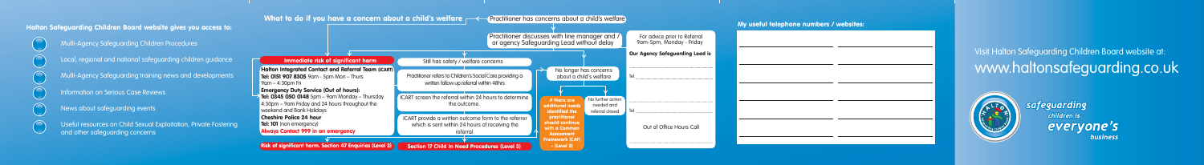## Halton Safeguarding Children Board website gives you access to:

- Multi-Agency Safeguarding Children Procedures
- Local, regional and national safeguarding children guidance
- Multi-Agency Safeguarding training news and developments
- Information on Serious Case Reviews
- News about safeguarding events
- Useful resources on Child Sexual Exploitation, Private Fostering and other safeguarding concerns

## What to do if you have a concern about a child's welfare

Practitioner has concerns about a child's welfare

Practitioner discusses with line manager and / or agency Safeguarding Lead without delay

For advice prior to Referral 9am-5pm, Monday - Friday

**Our Agency Safeguarding Lead is**

_______________

Tel _______________

_______________

Tel _______________

Out of Office Hours Call

_______________

**Immediate risk of significant harm**

**Halton Integrated Contact and Referral Team (iCART)**
**Tel: 0151 907 8305** 9am - 5pm Mon – Thurs 9am – 4.30pm Fri

**Emergency Duty Service (Out of hours):**
**Tel: 0345 050 0148** 5pm – 9am Monday – Thursday 4.30pm – 9am Friday and 24 hours throughout the weekend and Bank Holidays

**Cheshire Police 24 hour**
**Tel: 101** (non emergency)

**Always Contact 999 in an emergency**

**Risk of significant harm. Section 47 Enquiries (Level 3)**

Still has safety / welfare concerns

Practitioner refers to Children's Social Care providing a written follow up referral within 48hrs

iCART screen the referral within 24 hours to determine the outcome.

iCART provide a written outcome form to the referrer which is sent within 24 hours of receiving the referral.

**Section 17 Child in Need Procedures (Level 3)**

No longer has concerns about a child's welfare

**If there are additional needs identified the practitioner should continue with a Common Assessment Framework (CAF) – (Level 2)**

No further action needed and referral closed

## My useful telephone numbers / websites:

| | |
|---|---|
| | |
| | |
| | |
| | |
| | |
| | |
| | |
| | |

Visit Halton Safeguarding Children Board website at:
www.haltonsafeguarding.co.uk

safeguarding children is everyone's business